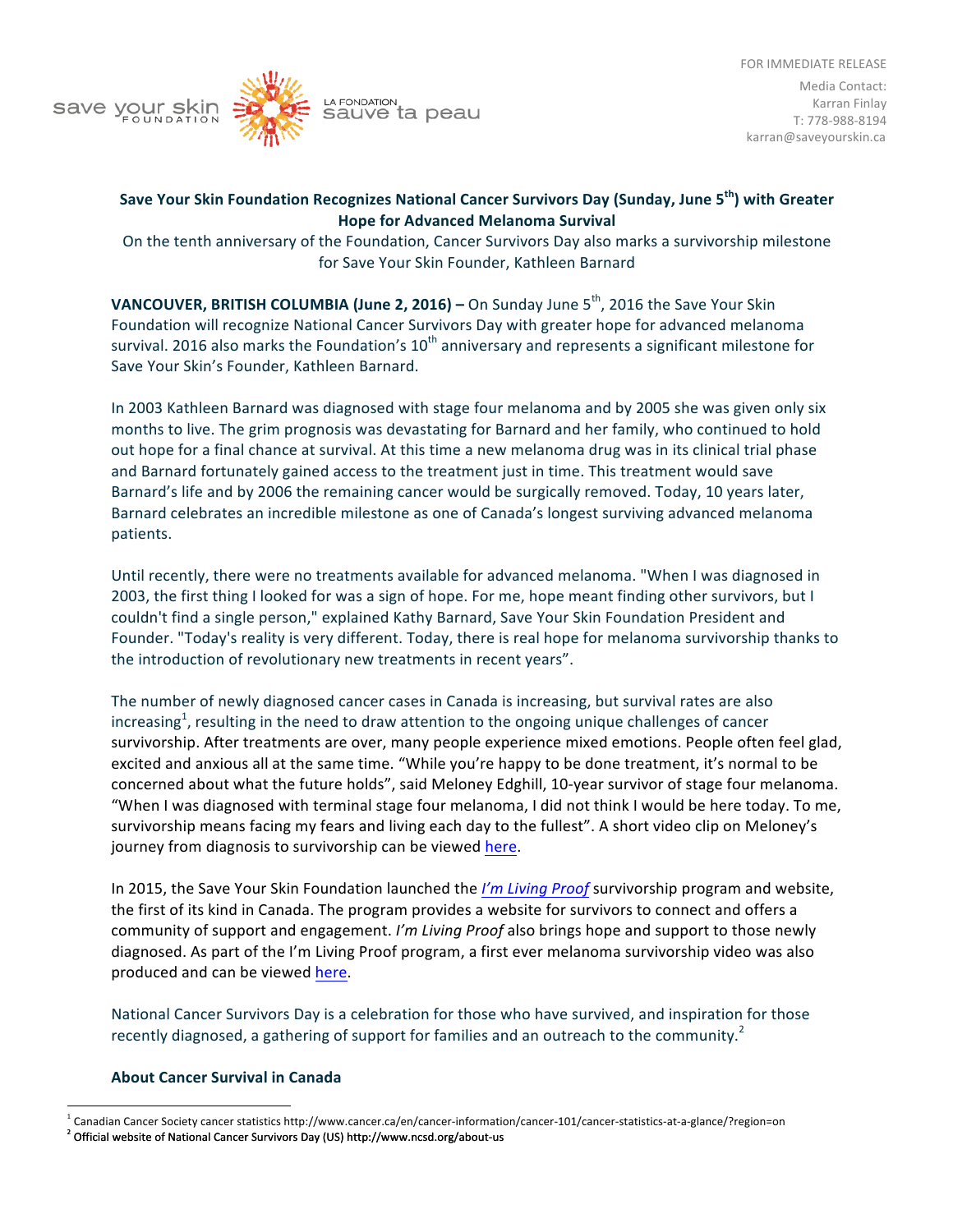save your skin FOUNDATION | LA FONDATION sauve ta peau

FOR IMMEDIATE RELEASE

Media Contact:
Karran Finlay
T: 778-988-8194
karran@saveyourskin.ca

**Save Your Skin Foundation Recognizes National Cancer Survivors Day (Sunday, June 5th) with Greater Hope for Advanced Melanoma Survival**

On the tenth anniversary of the Foundation, Cancer Survivors Day also marks a survivorship milestone for Save Your Skin Founder, Kathleen Barnard

**VANCOUVER, BRITISH COLUMBIA (June 2, 2016) –** On Sunday June 5th, 2016 the Save Your Skin Foundation will recognize National Cancer Survivors Day with greater hope for advanced melanoma survival. 2016 also marks the Foundation's 10th anniversary and represents a significant milestone for Save Your Skin's Founder, Kathleen Barnard.

In 2003 Kathleen Barnard was diagnosed with stage four melanoma and by 2005 she was given only six months to live. The grim prognosis was devastating for Barnard and her family, who continued to hold out hope for a final chance at survival. At this time a new melanoma drug was in its clinical trial phase and Barnard fortunately gained access to the treatment just in time. This treatment would save Barnard's life and by 2006 the remaining cancer would be surgically removed. Today, 10 years later, Barnard celebrates an incredible milestone as one of Canada's longest surviving advanced melanoma patients.

Until recently, there were no treatments available for advanced melanoma. "When I was diagnosed in 2003, the first thing I looked for was a sign of hope. For me, hope meant finding other survivors, but I couldn't find a single person," explained Kathy Barnard, Save Your Skin Foundation President and Founder. "Today's reality is very different. Today, there is real hope for melanoma survivorship thanks to the introduction of revolutionary new treatments in recent years".

The number of newly diagnosed cancer cases in Canada is increasing, but survival rates are also increasing[1], resulting in the need to draw attention to the ongoing unique challenges of cancer survivorship. After treatments are over, many people experience mixed emotions. People often feel glad, excited and anxious all at the same time. "While you're happy to be done treatment, it's normal to be concerned about what the future holds", said Meloney Edghill, 10-year survivor of stage four melanoma. "When I was diagnosed with terminal stage four melanoma, I did not think I would be here today. To me, survivorship means facing my fears and living each day to the fullest". A short video clip on Meloney's journey from diagnosis to survivorship can be viewed here.

In 2015, the Save Your Skin Foundation launched the *I'm Living Proof* survivorship program and website, the first of its kind in Canada. The program provides a website for survivors to connect and offers a community of support and engagement. *I'm Living Proof* also brings hope and support to those newly diagnosed. As part of the I'm Living Proof program, a first ever melanoma survivorship video was also produced and can be viewed here.

National Cancer Survivors Day is a celebration for those who have survived, and inspiration for those recently diagnosed, a gathering of support for families and an outreach to the community.[2]

**About Cancer Survival in Canada**

[1] Canadian Cancer Society cancer statistics http://www.cancer.ca/en/cancer-information/cancer-101/cancer-statistics-at-a-glance/?region=on

[2] Official website of National Cancer Survivors Day (US) http://www.ncsd.org/about-us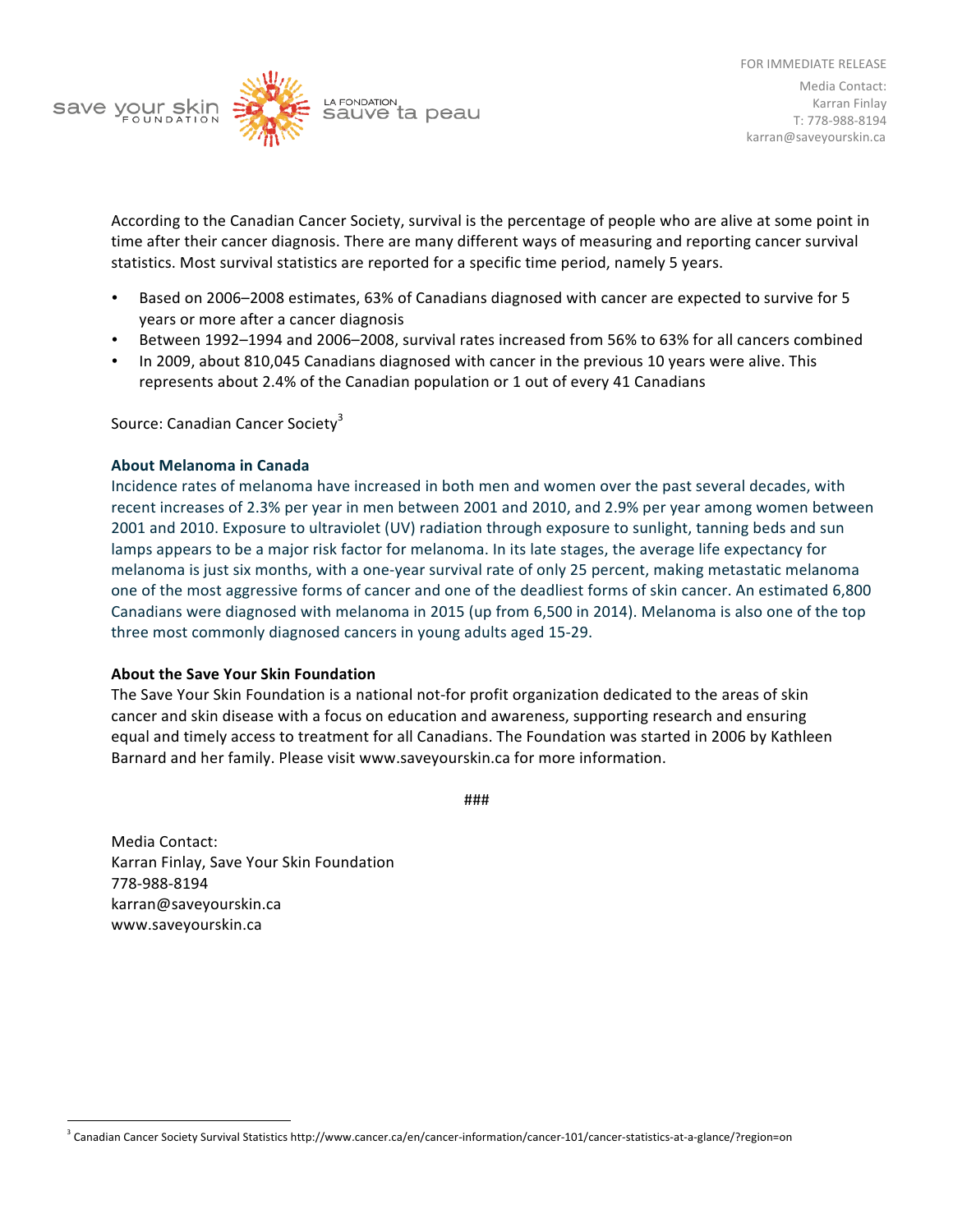FOR IMMEDIATE RELEASE

Media Contact:
Karran Finlay
T: 778-988-8194
karran@saveyourskin.ca

According to the Canadian Cancer Society, survival is the percentage of people who are alive at some point in time after their cancer diagnosis. There are many different ways of measuring and reporting cancer survival statistics. Most survival statistics are reported for a specific time period, namely 5 years.

- Based on 2006–2008 estimates, 63% of Canadians diagnosed with cancer are expected to survive for 5 years or more after a cancer diagnosis
- Between 1992–1994 and 2006–2008, survival rates increased from 56% to 63% for all cancers combined
- In 2009, about 810,045 Canadians diagnosed with cancer in the previous 10 years were alive. This represents about 2.4% of the Canadian population or 1 out of every 41 Canadians

Source: Canadian Cancer Society[3]

**About Melanoma in Canada**

Incidence rates of melanoma have increased in both men and women over the past several decades, with recent increases of 2.3% per year in men between 2001 and 2010, and 2.9% per year among women between 2001 and 2010. Exposure to ultraviolet (UV) radiation through exposure to sunlight, tanning beds and sun lamps appears to be a major risk factor for melanoma. In its late stages, the average life expectancy for melanoma is just six months, with a one-year survival rate of only 25 percent, making metastatic melanoma one of the most aggressive forms of cancer and one of the deadliest forms of skin cancer. An estimated 6,800 Canadians were diagnosed with melanoma in 2015 (up from 6,500 in 2014). Melanoma is also one of the top three most commonly diagnosed cancers in young adults aged 15-29.

**About the Save Your Skin Foundation**

The Save Your Skin Foundation is a national not-for profit organization dedicated to the areas of skin cancer and skin disease with a focus on education and awareness, supporting research and ensuring equal and timely access to treatment for all Canadians. The Foundation was started in 2006 by Kathleen Barnard and her family. Please visit www.saveyourskin.ca for more information.

###

Media Contact:
Karran Finlay, Save Your Skin Foundation
778-988-8194
karran@saveyourskin.ca
www.saveyourskin.ca

[3] Canadian Cancer Society Survival Statistics http://www.cancer.ca/en/cancer-information/cancer-101/cancer-statistics-at-a-glance/?region=on